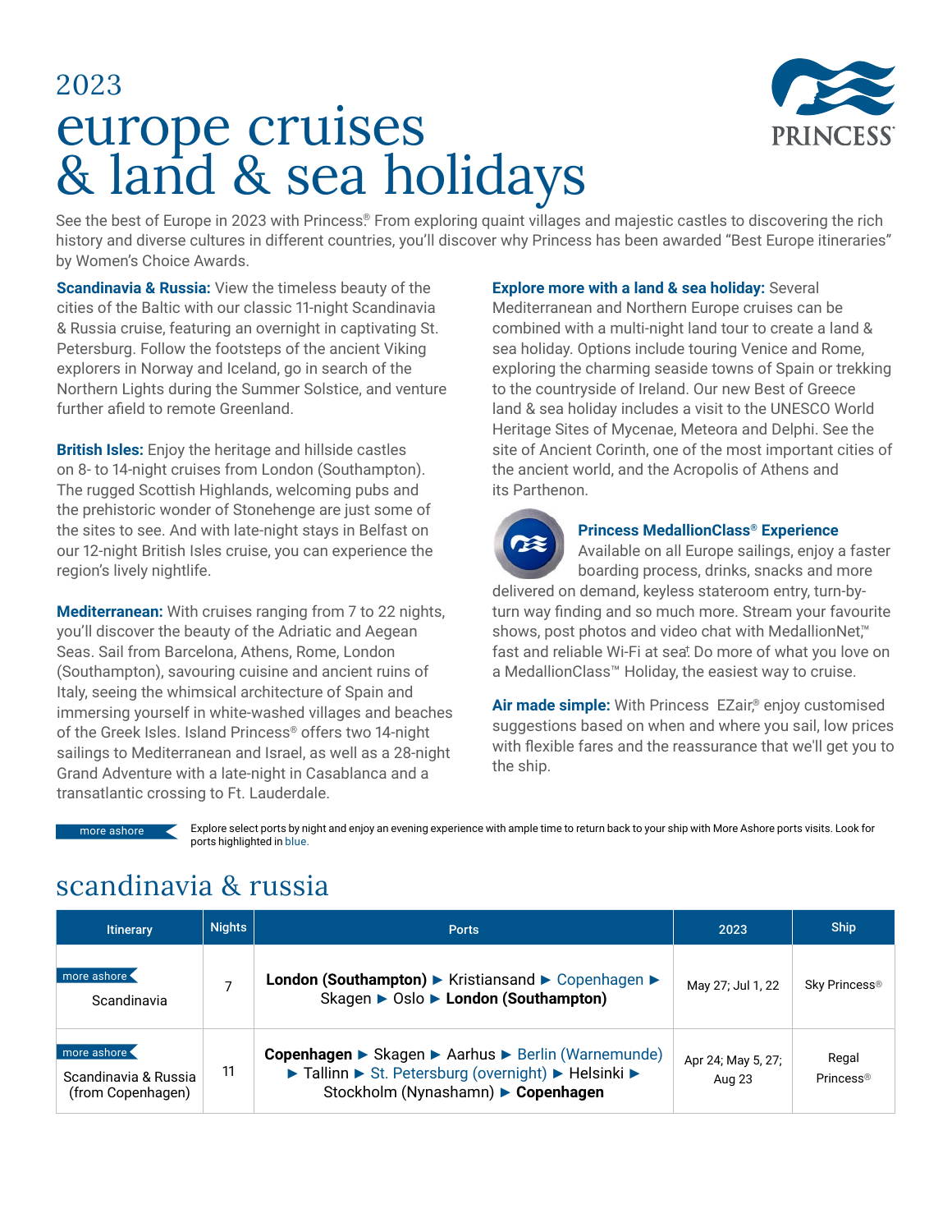# 2023 europe cruises & land & sea holidays

PRINCESS®

See the best of Europe in 2023 with Princess® From exploring quaint villages and majestic castles to discovering the rich history and diverse cultures in different countries, you'll discover why Princess has been awarded "Best Europe itineraries" by Women's Choice Awards.

**Scandinavia & Russia:** View the timeless beauty of the cities of the Baltic with our classic 11-night Scandinavia & Russia cruise, featuring an overnight in captivating St. Petersburg. Follow the footsteps of the ancient Viking explorers in Norway and Iceland, go in search of the Northern Lights during the Summer Solstice, and venture further afield to remote Greenland.

**British Isles:** Enjoy the heritage and hillside castles on 8- to 14-night cruises from London (Southampton). The rugged Scottish Highlands, welcoming pubs and the prehistoric wonder of Stonehenge are just some of the sites to see. And with late-night stays in Belfast on our 12-night British Isles cruise, you can experience the region's lively nightlife.

**Mediterranean:** With cruises ranging from 7 to 22 nights, you'll discover the beauty of the Adriatic and Aegean Seas. Sail from Barcelona, Athens, Rome, London (Southampton), savouring cuisine and ancient ruins of Italy, seeing the whimsical architecture of Spain and immersing yourself in white-washed villages and beaches of the Greek Isles. Island Princess® offers two 14-night sailings to Mediterranean and Israel, as well as a 28-night Grand Adventure with a late-night in Casablanca and a transatlantic crossing to Ft. Lauderdale.

**Explore more with a land & sea holiday:** Several Mediterranean and Northern Europe cruises can be combined with a multi-night land tour to create a land & sea holiday. Options include touring Venice and Rome, exploring the charming seaside towns of Spain or trekking to the countryside of Ireland. Our new Best of Greece land & sea holiday includes a visit to the UNESCO World Heritage Sites of Mycenae, Meteora and Delphi. See the site of Ancient Corinth, one of the most important cities of the ancient world, and the Acropolis of Athens and its Parthenon.

**Princess MedallionClass® Experience**
Available on all Europe sailings, enjoy a faster boarding process, drinks, snacks and more delivered on demand, keyless stateroom entry, turn-by-turn way finding and so much more. Stream your favourite shows, post photos and video chat with MedallionNet,™ fast and reliable Wi-Fi at sea.† Do more of what you love on a MedallionClass™ Holiday, the easiest way to cruise.

**Air made simple:** With Princess EZair,® enjoy customised suggestions based on when and where you sail, low prices with flexible fares and the reassurance that we'll get you to the ship.

more ashore — Explore select ports by night and enjoy an evening experience with ample time to return back to your ship with More Ashore ports visits. Look for ports highlighted in blue.

## scandinavia & russia

| Itinerary | Nights | Ports | 2023 | Ship |
|---|---|---|---|---|
| more ashore Scandinavia | 7 | **London (Southampton)** ► Kristiansand ► Copenhagen ► Skagen ► Oslo ► **London (Southampton)** | May 27; Jul 1, 22 | Sky Princess® |
| more ashore Scandinavia & Russia (from Copenhagen) | 11 | **Copenhagen** ► Skagen ► Aarhus ► Berlin (Warnemunde) ► Tallinn ► St. Petersburg (overnight) ► Helsinki ► Stockholm (Nynashamn) ► **Copenhagen** | Apr 24; May 5, 27; Aug 23 | Regal Princess® |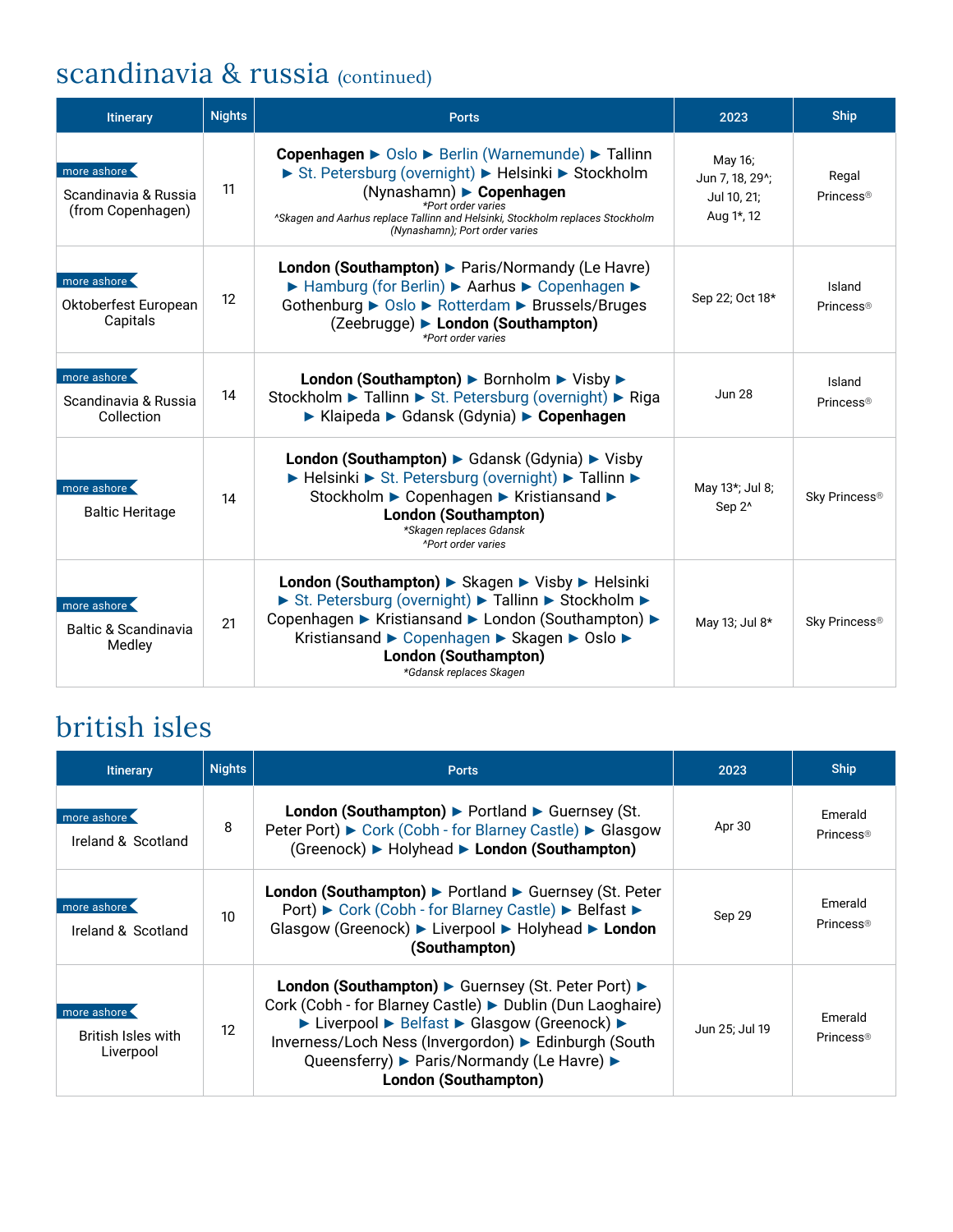## scandinavia & russia (continued)

| Itinerary | Nights | Ports | 2023 | Ship |
|---|---|---|---|---|
| more ashore Scandinavia & Russia (from Copenhagen) | 11 | **Copenhagen** ► Oslo ► Berlin (Warnemunde) ► Tallinn ► St. Petersburg (overnight) ► Helsinki ► Stockholm (Nynashamn) ► **Copenhagen** *\*Port order varies* *^Skagen and Aarhus replace Tallinn and Helsinki, Stockholm replaces Stockholm (Nynashamn); Port order varies* | May 16; Jun 7, 18, 29^; Jul 10, 21; Aug 1*, 12 | Regal Princess® |
| more ashore Oktoberfest European Capitals | 12 | **London (Southampton)** ► Paris/Normandy (Le Havre) ► Hamburg (for Berlin) ► Aarhus ► Copenhagen ► Gothenburg ► Oslo ► Rotterdam ► Brussels/Bruges (Zeebrugge) ► **London (Southampton)** *\*Port order varies* | Sep 22; Oct 18* | Island Princess® |
| more ashore Scandinavia & Russia Collection | 14 | **London (Southampton)** ► Bornholm ► Visby ► Stockholm ► Tallinn ► St. Petersburg (overnight) ► Riga ► Klaipeda ► Gdansk (Gdynia) ► **Copenhagen** | Jun 28 | Island Princess® |
| more ashore Baltic Heritage | 14 | **London (Southampton)** ► Gdansk (Gdynia) ► Visby ► Helsinki ► St. Petersburg (overnight) ► Tallinn ► Stockholm ► Copenhagen ► Kristiansand ► **London (Southampton)** *\*Skagen replaces Gdansk* *^Port order varies* | May 13*; Jul 8; Sep 2^ | Sky Princess® |
| more ashore Baltic & Scandinavia Medley | 21 | **London (Southampton)** ► Skagen ► Visby ► Helsinki ► St. Petersburg (overnight) ► Tallinn ► Stockholm ► Copenhagen ► Kristiansand ► London (Southampton) ► Kristiansand ► Copenhagen ► Skagen ► Oslo ► **London (Southampton)** *\*Gdansk replaces Skagen* | May 13; Jul 8* | Sky Princess® |

## british isles

| Itinerary | Nights | Ports | 2023 | Ship |
|---|---|---|---|---|
| more ashore Ireland & Scotland | 8 | **London (Southampton)** ► Portland ► Guernsey (St. Peter Port) ► Cork (Cobh - for Blarney Castle) ► Glasgow (Greenock) ► Holyhead ► **London (Southampton)** | Apr 30 | Emerald Princess® |
| more ashore Ireland & Scotland | 10 | **London (Southampton)** ► Portland ► Guernsey (St. Peter Port) ► Cork (Cobh - for Blarney Castle) ► Belfast ► Glasgow (Greenock) ► Liverpool ► Holyhead ► **London (Southampton)** | Sep 29 | Emerald Princess® |
| more ashore British Isles with Liverpool | 12 | **London (Southampton)** ► Guernsey (St. Peter Port) ► Cork (Cobh - for Blarney Castle) ► Dublin (Dun Laoghaire) ► Liverpool ► Belfast ► Glasgow (Greenock) ► Inverness/Loch Ness (Invergordon) ► Edinburgh (South Queensferry) ► Paris/Normandy (Le Havre) ► **London (Southampton)** | Jun 25; Jul 19 | Emerald Princess® |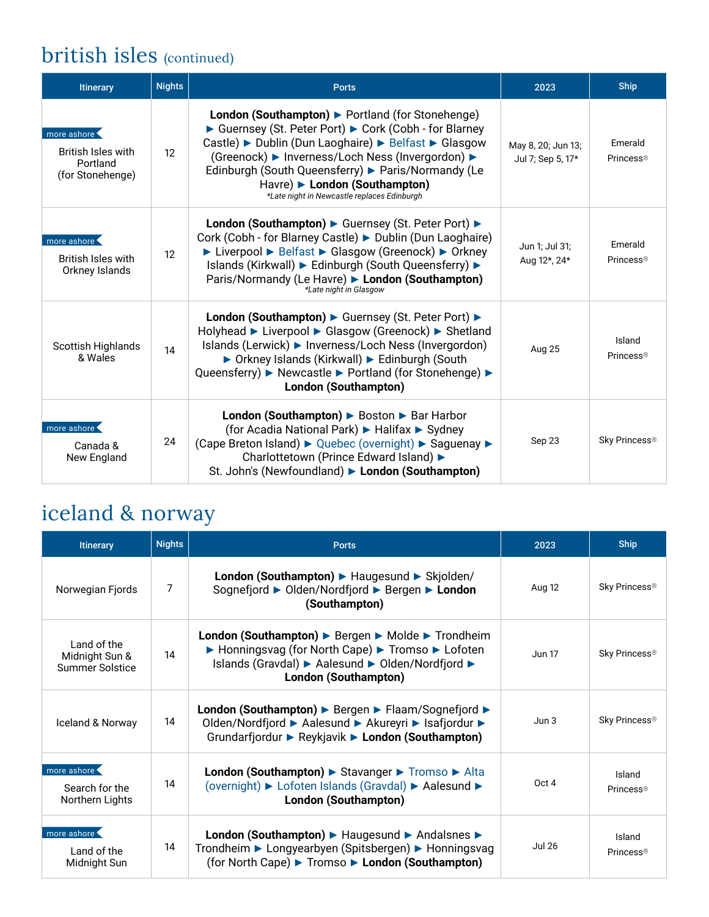## british isles (continued)

| Itinerary | Nights | Ports | 2023 | Ship |
|---|---|---|---|---|
| more ashore British Isles with Portland (for Stonehenge) | 12 | **London (Southampton)** ▶ Portland (for Stonehenge) ▶ Guernsey (St. Peter Port) ▶ Cork (Cobh - for Blarney Castle) ▶ Dublin (Dun Laoghaire) ▶ Belfast ▶ Glasgow (Greenock) ▶ Inverness/Loch Ness (Invergordon) ▶ Edinburgh (South Queensferry) ▶ Paris/Normandy (Le Havre) ▶ **London (Southampton)** *\*Late night in Newcastle replaces Edinburgh* | May 8, 20; Jun 13; Jul 7; Sep 5, 17* | Emerald Princess® |
| more ashore British Isles with Orkney Islands | 12 | **London (Southampton)** ▶ Guernsey (St. Peter Port) ▶ Cork (Cobh - for Blarney Castle) ▶ Dublin (Dun Laoghaire) ▶ Liverpool ▶ Belfast ▶ Glasgow (Greenock) ▶ Orkney Islands (Kirkwall) ▶ Edinburgh (South Queensferry) ▶ Paris/Normandy (Le Havre) ▶ **London (Southampton)** *\*Late night in Glasgow* | Jun 1; Jul 31; Aug 12*, 24* | Emerald Princess® |
| Scottish Highlands & Wales | 14 | **London (Southampton)** ▶ Guernsey (St. Peter Port) ▶ Holyhead ▶ Liverpool ▶ Glasgow (Greenock) ▶ Shetland Islands (Lerwick) ▶ Inverness/Loch Ness (Invergordon) ▶ Orkney Islands (Kirkwall) ▶ Edinburgh (South Queensferry) ▶ Newcastle ▶ Portland (for Stonehenge) ▶ **London (Southampton)** | Aug 25 | Island Princess® |
| more ashore Canada & New England | 24 | **London (Southampton)** ▶ Boston ▶ Bar Harbor (for Acadia National Park) ▶ Halifax ▶ Sydney (Cape Breton Island) ▶ Quebec (overnight) ▶ Saguenay ▶ Charlottetown (Prince Edward Island) ▶ St. John's (Newfoundland) ▶ **London (Southampton)** | Sep 23 | Sky Princess® |

## iceland & norway

| Itinerary | Nights | Ports | 2023 | Ship |
|---|---|---|---|---|
| Norwegian Fjords | 7 | **London (Southampton)** ▶ Haugesund ▶ Skjolden/Sognefjord ▶ Olden/Nordfjord ▶ Bergen ▶ **London (Southampton)** | Aug 12 | Sky Princess® |
| Land of the Midnight Sun & Summer Solstice | 14 | **London (Southampton)** ▶ Bergen ▶ Molde ▶ Trondheim ▶ Honningsvag (for North Cape) ▶ Tromso ▶ Lofoten Islands (Gravdal) ▶ Aalesund ▶ Olden/Nordfjord ▶ **London (Southampton)** | Jun 17 | Sky Princess® |
| Iceland & Norway | 14 | **London (Southampton)** ▶ Bergen ▶ Flaam/Sognefjord ▶ Olden/Nordfjord ▶ Aalesund ▶ Akureyri ▶ Isafjordur ▶ Grundarfjordur ▶ Reykjavik ▶ **London (Southampton)** | Jun 3 | Sky Princess® |
| more ashore Search for the Northern Lights | 14 | **London (Southampton)** ▶ Stavanger ▶ Tromso ▶ Alta (overnight) ▶ Lofoten Islands (Gravdal) ▶ Aalesund ▶ **London (Southampton)** | Oct 4 | Island Princess® |
| more ashore Land of the Midnight Sun | 14 | **London (Southampton)** ▶ Haugesund ▶ Andalsnes ▶ Trondheim ▶ Longyearbyen (Spitsbergen) ▶ Honningsvag (for North Cape) ▶ Tromso ▶ **London (Southampton)** | Jul 26 | Island Princess® |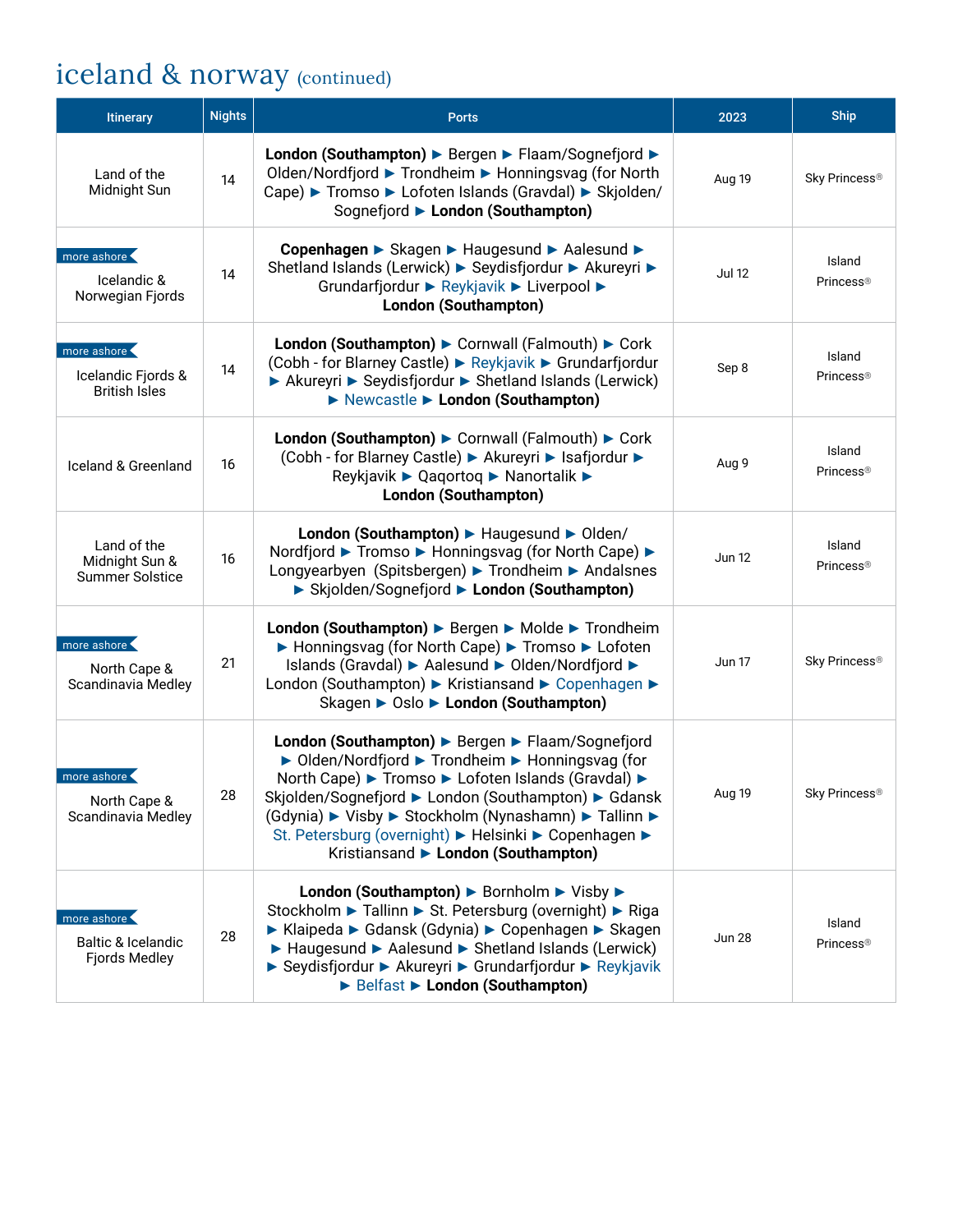# iceland & norway (continued)

| Itinerary | Nights | Ports | 2023 | Ship |
|---|---|---|---|---|
| Land of the Midnight Sun | 14 | **London (Southampton)** ▶ Bergen ▶ Flaam/Sognefjord ▶ Olden/Nordfjord ▶ Trondheim ▶ Honningsvag (for North Cape) ▶ Tromso ▶ Lofoten Islands (Gravdal) ▶ Skjolden/Sognefjord ▶ **London (Southampton)** | Aug 19 | Sky Princess® |
| more ashore Icelandic & Norwegian Fjords | 14 | **Copenhagen** ▶ Skagen ▶ Haugesund ▶ Aalesund ▶ Shetland Islands (Lerwick) ▶ Seydisfjordur ▶ Akureyri ▶ Grundarfjordur ▶ Reykjavik ▶ Liverpool ▶ **London (Southampton)** | Jul 12 | Island Princess® |
| more ashore Icelandic Fjords & British Isles | 14 | **London (Southampton)** ▶ Cornwall (Falmouth) ▶ Cork (Cobh - for Blarney Castle) ▶ Reykjavik ▶ Grundarfjordur ▶ Akureyri ▶ Seydisfjordur ▶ Shetland Islands (Lerwick) ▶ Newcastle ▶ **London (Southampton)** | Sep 8 | Island Princess® |
| Iceland & Greenland | 16 | **London (Southampton)** ▶ Cornwall (Falmouth) ▶ Cork (Cobh - for Blarney Castle) ▶ Akureyri ▶ Isafjordur ▶ Reykjavik ▶ Qaqortoq ▶ Nanortalik ▶ **London (Southampton)** | Aug 9 | Island Princess® |
| Land of the Midnight Sun & Summer Solstice | 16 | **London (Southampton)** ▶ Haugesund ▶ Olden/Nordfjord ▶ Tromso ▶ Honningsvag (for North Cape) ▶ Longyearbyen (Spitsbergen) ▶ Trondheim ▶ Andalsnes ▶ Skjolden/Sognefjord ▶ **London (Southampton)** | Jun 12 | Island Princess® |
| more ashore North Cape & Scandinavia Medley | 21 | **London (Southampton)** ▶ Bergen ▶ Molde ▶ Trondheim ▶ Honningsvag (for North Cape) ▶ Tromso ▶ Lofoten Islands (Gravdal) ▶ Aalesund ▶ Olden/Nordfjord ▶ London (Southampton) ▶ Kristiansand ▶ Copenhagen ▶ Skagen ▶ Oslo ▶ **London (Southampton)** | Jun 17 | Sky Princess® |
| more ashore North Cape & Scandinavia Medley | 28 | **London (Southampton)** ▶ Bergen ▶ Flaam/Sognefjord ▶ Olden/Nordfjord ▶ Trondheim ▶ Honningsvag (for North Cape) ▶ Tromso ▶ Lofoten Islands (Gravdal) ▶ Skjolden/Sognefjord ▶ London (Southampton) ▶ Gdansk (Gdynia) ▶ Visby ▶ Stockholm (Nynashamn) ▶ Tallinn ▶ St. Petersburg (overnight) ▶ Helsinki ▶ Copenhagen ▶ Kristiansand ▶ **London (Southampton)** | Aug 19 | Sky Princess® |
| more ashore Baltic & Icelandic Fjords Medley | 28 | **London (Southampton)** ▶ Bornholm ▶ Visby ▶ Stockholm ▶ Tallinn ▶ St. Petersburg (overnight) ▶ Riga ▶ Klaipeda ▶ Gdansk (Gdynia) ▶ Copenhagen ▶ Skagen ▶ Haugesund ▶ Aalesund ▶ Shetland Islands (Lerwick) ▶ Seydisfjordur ▶ Akureyri ▶ Grundarfjordur ▶ Reykjavik ▶ Belfast ▶ **London (Southampton)** | Jun 28 | Island Princess® |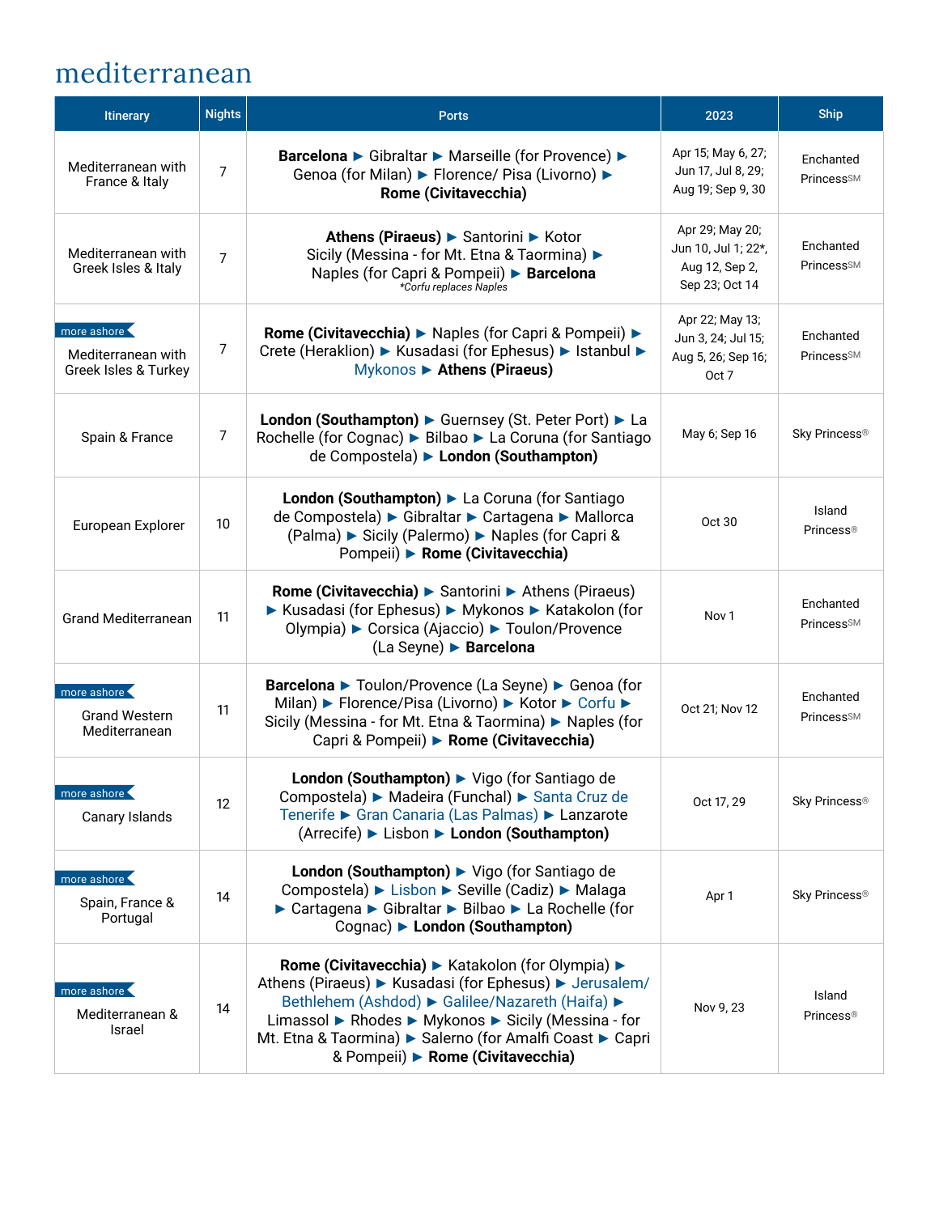# mediterranean

| Itinerary | Nights | Ports | 2023 | Ship |
|---|---|---|---|---|
| Mediterranean with France & Italy | 7 | **Barcelona** ► Gibraltar ► Marseille (for Provence) ► Genoa (for Milan) ► Florence/ Pisa (Livorno) ► **Rome (Civitavecchia)** | Apr 15; May 6, 27; Jun 17, Jul 8, 29; Aug 19; Sep 9, 30 | Enchanted Princess℠ |
| Mediterranean with Greek Isles & Italy | 7 | **Athens (Piraeus)** ► Santorini ► Kotor Sicily (Messina - for Mt. Etna & Taormina) ► Naples (for Capri & Pompeii) ► **Barcelona** *\*Corfu replaces Naples* | Apr 29; May 20; Jun 10, Jul 1; 22\*, Aug 12, Sep 2, Sep 23; Oct 14 | Enchanted Princess℠ |
| more ashore Mediterranean with Greek Isles & Turkey | 7 | **Rome (Civitavecchia)** ► Naples (for Capri & Pompeii) ► Crete (Heraklion) ► Kusadasi (for Ephesus) ► Istanbul ► Mykonos ► **Athens (Piraeus)** | Apr 22; May 13; Jun 3, 24; Jul 15; Aug 5, 26; Sep 16; Oct 7 | Enchanted Princess℠ |
| Spain & France | 7 | **London (Southampton)** ► Guernsey (St. Peter Port) ► La Rochelle (for Cognac) ► Bilbao ► La Coruna (for Santiago de Compostela) ► **London (Southampton)** | May 6; Sep 16 | Sky Princess® |
| European Explorer | 10 | **London (Southampton)** ► La Coruna (for Santiago de Compostela) ► Gibraltar ► Cartagena ► Mallorca (Palma) ► Sicily (Palermo) ► Naples (for Capri & Pompeii) ► **Rome (Civitavecchia)** | Oct 30 | Island Princess® |
| Grand Mediterranean | 11 | **Rome (Civitavecchia)** ► Santorini ► Athens (Piraeus) ► Kusadasi (for Ephesus) ► Mykonos ► Katakolon (for Olympia) ► Corsica (Ajaccio) ► Toulon/Provence (La Seyne) ► **Barcelona** | Nov 1 | Enchanted Princess℠ |
| more ashore Grand Western Mediterranean | 11 | **Barcelona** ► Toulon/Provence (La Seyne) ► Genoa (for Milan) ► Florence/Pisa (Livorno) ► Kotor ► Corfu ► Sicily (Messina - for Mt. Etna & Taormina) ► Naples (for Capri & Pompeii) ► **Rome (Civitavecchia)** | Oct 21; Nov 12 | Enchanted Princess℠ |
| more ashore Canary Islands | 12 | **London (Southampton)** ► Vigo (for Santiago de Compostela) ► Madeira (Funchal) ► Santa Cruz de Tenerife ► Gran Canaria (Las Palmas) ► Lanzarote (Arrecife) ► Lisbon ► **London (Southampton)** | Oct 17, 29 | Sky Princess® |
| more ashore Spain, France & Portugal | 14 | **London (Southampton)** ► Vigo (for Santiago de Compostela) ► Lisbon ► Seville (Cadiz) ► Malaga ► Cartagena ► Gibraltar ► Bilbao ► La Rochelle (for Cognac) ► **London (Southampton)** | Apr 1 | Sky Princess® |
| more ashore Mediterranean & Israel | 14 | **Rome (Civitavecchia)** ► Katakolon (for Olympia) ► Athens (Piraeus) ► Kusadasi (for Ephesus) ► Jerusalem/ Bethlehem (Ashdod) ► Galilee/Nazareth (Haifa) ► Limassol ► Rhodes ► Mykonos ► Sicily (Messina - for Mt. Etna & Taormina) ► Salerno (for Amalfi Coast ► Capri & Pompeii) ► **Rome (Civitavecchia)** | Nov 9, 23 | Island Princess® |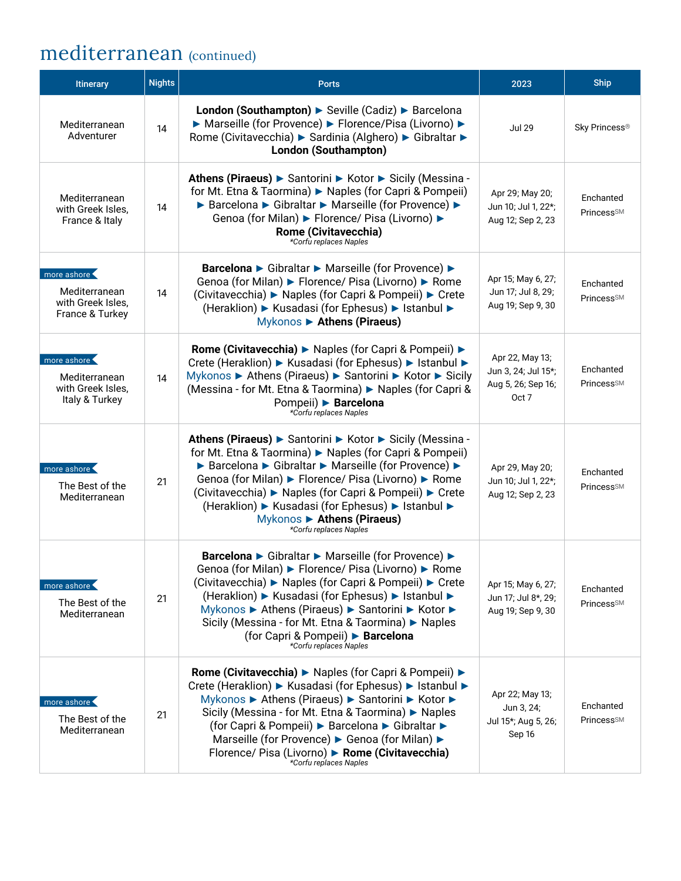# mediterranean (continued)

| Itinerary | Nights | Ports | 2023 | Ship |
|---|---|---|---|---|
| Mediterranean Adventurer | 14 | **London (Southampton)** ▶ Seville (Cadiz) ▶ Barcelona ▶ Marseille (for Provence) ▶ Florence/Pisa (Livorno) ▶ Rome (Civitavecchia) ▶ Sardinia (Alghero) ▶ Gibraltar ▶ **London (Southampton)** | Jul 29 | Sky Princess® |
| Mediterranean with Greek Isles, France & Italy | 14 | **Athens (Piraeus)** ▶ Santorini ▶ Kotor ▶ Sicily (Messina - for Mt. Etna & Taormina) ▶ Naples (for Capri & Pompeii) ▶ Barcelona ▶ Gibraltar ▶ Marseille (for Provence) ▶ Genoa (for Milan) ▶ Florence/ Pisa (Livorno) ▶ **Rome (Civitavecchia)** *\*Corfu replaces Naples* | Apr 29; May 20; Jun 10; Jul 1, 22*; Aug 12; Sep 2, 23 | Enchanted Princess℠ |
| more ashore Mediterranean with Greek Isles, France & Turkey | 14 | **Barcelona** ▶ Gibraltar ▶ Marseille (for Provence) ▶ Genoa (for Milan) ▶ Florence/ Pisa (Livorno) ▶ Rome (Civitavecchia) ▶ Naples (for Capri & Pompeii) ▶ Crete (Heraklion) ▶ Kusadasi (for Ephesus) ▶ Istanbul ▶ Mykonos ▶ **Athens (Piraeus)** | Apr 15; May 6, 27; Jun 17; Jul 8, 29; Aug 19; Sep 9, 30 | Enchanted Princess℠ |
| more ashore Mediterranean with Greek Isles, Italy & Turkey | 14 | **Rome (Civitavecchia)** ▶ Naples (for Capri & Pompeii) ▶ Crete (Heraklion) ▶ Kusadasi (for Ephesus) ▶ Istanbul ▶ Mykonos ▶ Athens (Piraeus) ▶ Santorini ▶ Kotor ▶ Sicily (Messina - for Mt. Etna & Taormina) ▶ Naples (for Capri & Pompeii) ▶ **Barcelona** *\*Corfu replaces Naples* | Apr 22, May 13; Jun 3, 24; Jul 15*; Aug 5, 26; Sep 16; Oct 7 | Enchanted Princess℠ |
| more ashore The Best of the Mediterranean | 21 | **Athens (Piraeus)** ▶ Santorini ▶ Kotor ▶ Sicily (Messina - for Mt. Etna & Taormina) ▶ Naples (for Capri & Pompeii) ▶ Barcelona ▶ Gibraltar ▶ Marseille (for Provence) ▶ Genoa (for Milan) ▶ Florence/ Pisa (Livorno) ▶ Rome (Civitavecchia) ▶ Naples (for Capri & Pompeii) ▶ Crete (Heraklion) ▶ Kusadasi (for Ephesus) ▶ Istanbul ▶ Mykonos ▶ **Athens (Piraeus)** *\*Corfu replaces Naples* | Apr 29, May 20; Jun 10; Jul 1, 22*; Aug 12; Sep 2, 23 | Enchanted Princess℠ |
| more ashore The Best of the Mediterranean | 21 | **Barcelona** ▶ Gibraltar ▶ Marseille (for Provence) ▶ Genoa (for Milan) ▶ Florence/ Pisa (Livorno) ▶ Rome (Civitavecchia) ▶ Naples (for Capri & Pompeii) ▶ Crete (Heraklion) ▶ Kusadasi (for Ephesus) ▶ Istanbul ▶ Mykonos ▶ Athens (Piraeus) ▶ Santorini ▶ Kotor ▶ Sicily (Messina - for Mt. Etna & Taormina) ▶ Naples (for Capri & Pompeii) ▶ **Barcelona** *\*Corfu replaces Naples* | Apr 15; May 6, 27; Jun 17; Jul 8*, 29; Aug 19; Sep 9, 30 | Enchanted Princess℠ |
| more ashore The Best of the Mediterranean | 21 | **Rome (Civitavecchia)** ▶ Naples (for Capri & Pompeii) ▶ Crete (Heraklion) ▶ Kusadasi (for Ephesus) ▶ Istanbul ▶ Mykonos ▶ Athens (Piraeus) ▶ Santorini ▶ Kotor ▶ Sicily (Messina - for Mt. Etna & Taormina) ▶ Naples (for Capri & Pompeii) ▶ Barcelona ▶ Gibraltar ▶ Marseille (for Provence) ▶ Genoa (for Milan) ▶ Florence/ Pisa (Livorno) ▶ **Rome (Civitavecchia)** *\*Corfu replaces Naples* | Apr 22; May 13; Jun 3, 24; Jul 15*; Aug 5, 26; Sep 16 | Enchanted Princess℠ |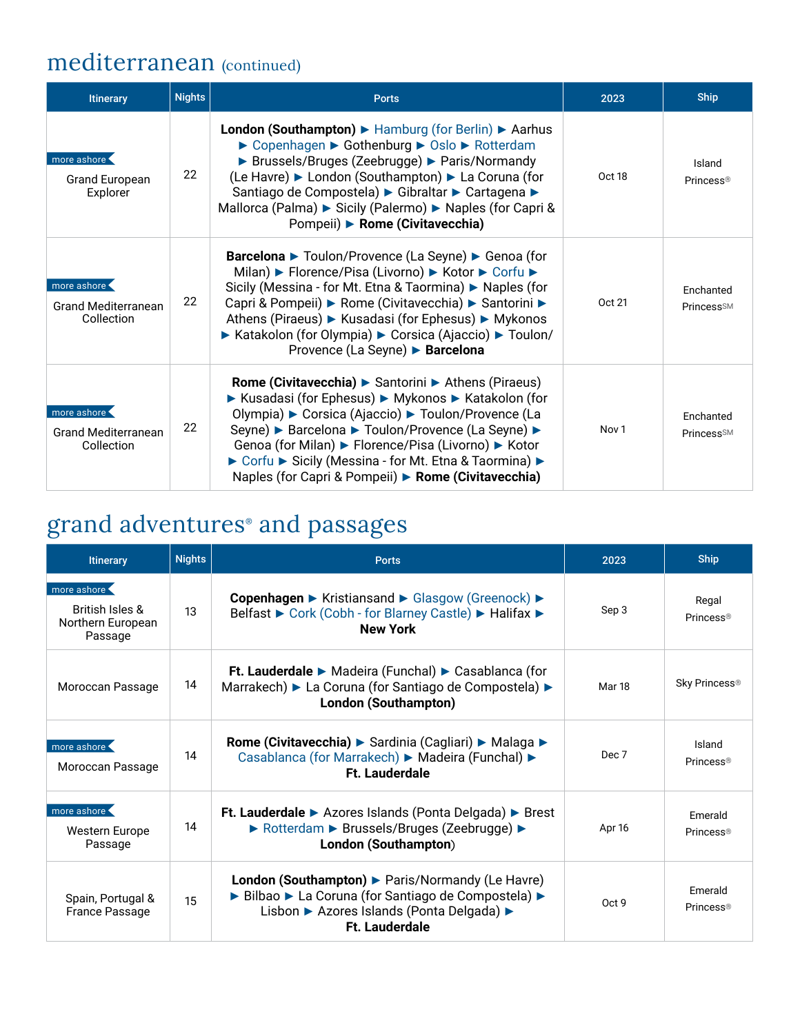## mediterranean (continued)

| Itinerary | Nights | Ports | 2023 | Ship |
|---|---|---|---|---|
| more ashore Grand European Explorer | 22 | **London (Southampton)** ► Hamburg (for Berlin) ► Aarhus ► Copenhagen ► Gothenburg ► Oslo ► Rotterdam ► Brussels/Bruges (Zeebrugge) ► Paris/Normandy (Le Havre) ► London (Southampton) ► La Coruna (for Santiago de Compostela) ► Gibraltar ► Cartagena ► Mallorca (Palma) ► Sicily (Palermo) ► Naples (for Capri & Pompeii) ► **Rome (Civitavecchia)** | Oct 18 | Island Princess® |
| more ashore Grand Mediterranean Collection | 22 | **Barcelona** ► Toulon/Provence (La Seyne) ► Genoa (for Milan) ► Florence/Pisa (Livorno) ► Kotor ► Corfu ► Sicily (Messina - for Mt. Etna & Taormina) ► Naples (for Capri & Pompeii) ► Rome (Civitavecchia) ► Santorini ► Athens (Piraeus) ► Kusadasi (for Ephesus) ► Mykonos ► Katakolon (for Olympia) ► Corsica (Ajaccio) ► Toulon/ Provence (La Seyne) ► **Barcelona** | Oct 21 | Enchanted Princess℠ |
| more ashore Grand Mediterranean Collection | 22 | **Rome (Civitavecchia)** ► Santorini ► Athens (Piraeus) ► Kusadasi (for Ephesus) ► Mykonos ► Katakolon (for Olympia) ► Corsica (Ajaccio) ► Toulon/Provence (La Seyne) ► Barcelona ► Toulon/Provence (La Seyne) ► Genoa (for Milan) ► Florence/Pisa (Livorno) ► Kotor ► Corfu ► Sicily (Messina - for Mt. Etna & Taormina) ► Naples (for Capri & Pompeii) ► **Rome (Civitavecchia)** | Nov 1 | Enchanted Princess℠ |

## grand adventures® and passages

| Itinerary | Nights | Ports | 2023 | Ship |
|---|---|---|---|---|
| more ashore British Isles & Northern European Passage | 13 | **Copenhagen** ► Kristiansand ► Glasgow (Greenock) ► Belfast ► Cork (Cobh - for Blarney Castle) ► Halifax ► **New York** | Sep 3 | Regal Princess® |
| Moroccan Passage | 14 | **Ft. Lauderdale** ► Madeira (Funchal) ► Casablanca (for Marrakech) ► La Coruna (for Santiago de Compostela) ► **London (Southampton)** | Mar 18 | Sky Princess® |
| more ashore Moroccan Passage | 14 | **Rome (Civitavecchia)** ► Sardinia (Cagliari) ► Malaga ► Casablanca (for Marrakech) ► Madeira (Funchal) ► **Ft. Lauderdale** | Dec 7 | Island Princess® |
| more ashore Western Europe Passage | 14 | **Ft. Lauderdale** ► Azores Islands (Ponta Delgada) ► Brest ► Rotterdam ► Brussels/Bruges (Zeebrugge) ► **London (Southampton)** | Apr 16 | Emerald Princess® |
| Spain, Portugal & France Passage | 15 | **London (Southampton)** ► Paris/Normandy (Le Havre) ► Bilbao ► La Coruna (for Santiago de Compostela) ► Lisbon ► Azores Islands (Ponta Delgada) ► **Ft. Lauderdale** | Oct 9 | Emerald Princess® |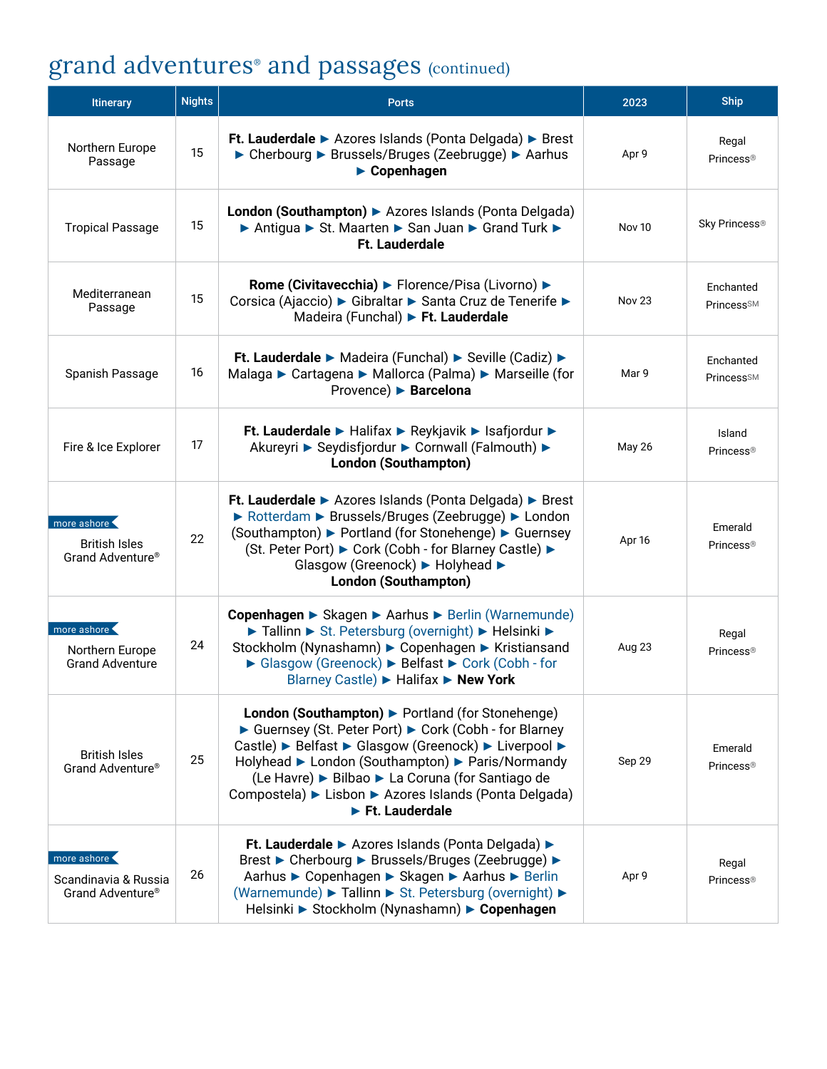# grand adventures® and passages (continued)

| Itinerary | Nights | Ports | 2023 | Ship |
|---|---|---|---|---|
| Northern Europe Passage | 15 | **Ft. Lauderdale** ► Azores Islands (Ponta Delgada) ► Brest ► Cherbourg ► Brussels/Bruges (Zeebrugge) ► Aarhus ► **Copenhagen** | Apr 9 | Regal Princess® |
| Tropical Passage | 15 | **London (Southampton)** ► Azores Islands (Ponta Delgada) ► Antigua ► St. Maarten ► San Juan ► Grand Turk ► **Ft. Lauderdale** | Nov 10 | Sky Princess® |
| Mediterranean Passage | 15 | **Rome (Civitavecchia)** ► Florence/Pisa (Livorno) ► Corsica (Ajaccio) ► Gibraltar ► Santa Cruz de Tenerife ► Madeira (Funchal) ► **Ft. Lauderdale** | Nov 23 | Enchanted Princess℠ |
| Spanish Passage | 16 | **Ft. Lauderdale** ► Madeira (Funchal) ► Seville (Cadiz) ► Malaga ► Cartagena ► Mallorca (Palma) ► Marseille (for Provence) ► **Barcelona** | Mar 9 | Enchanted Princess℠ |
| Fire & Ice Explorer | 17 | **Ft. Lauderdale** ► Halifax ► Reykjavik ► Isafjordur ► Akureyri ► Seydisfjordur ► Cornwall (Falmouth) ► **London (Southampton)** | May 26 | Island Princess® |
| more ashore British Isles Grand Adventure® | 22 | **Ft. Lauderdale** ► Azores Islands (Ponta Delgada) ► Brest ► Rotterdam ► Brussels/Bruges (Zeebrugge) ► London (Southampton) ► Portland (for Stonehenge) ► Guernsey (St. Peter Port) ► Cork (Cobh - for Blarney Castle) ► Glasgow (Greenock) ► Holyhead ► **London (Southampton)** | Apr 16 | Emerald Princess® |
| more ashore Northern Europe Grand Adventure | 24 | **Copenhagen** ► Skagen ► Aarhus ► Berlin (Warnemunde) ► Tallinn ► St. Petersburg (overnight) ► Helsinki ► Stockholm (Nynashamn) ► Copenhagen ► Kristiansand ► Glasgow (Greenock) ► Belfast ► Cork (Cobh - for Blarney Castle) ► Halifax ► **New York** | Aug 23 | Regal Princess® |
| British Isles Grand Adventure® | 25 | **London (Southampton)** ► Portland (for Stonehenge) ► Guernsey (St. Peter Port) ► Cork (Cobh - for Blarney Castle) ► Belfast ► Glasgow (Greenock) ► Liverpool ► Holyhead ► London (Southampton) ► Paris/Normandy (Le Havre) ► Bilbao ► La Coruna (for Santiago de Compostela) ► Lisbon ► Azores Islands (Ponta Delgada) ► **Ft. Lauderdale** | Sep 29 | Emerald Princess® |
| more ashore Scandinavia & Russia Grand Adventure® | 26 | **Ft. Lauderdale** ► Azores Islands (Ponta Delgada) ► Brest ► Cherbourg ► Brussels/Bruges (Zeebrugge) ► Aarhus ► Copenhagen ► Skagen ► Aarhus ► Berlin (Warnemunde) ► Tallinn ► St. Petersburg (overnight) ► Helsinki ► Stockholm (Nynashamn) ► **Copenhagen** | Apr 9 | Regal Princess® |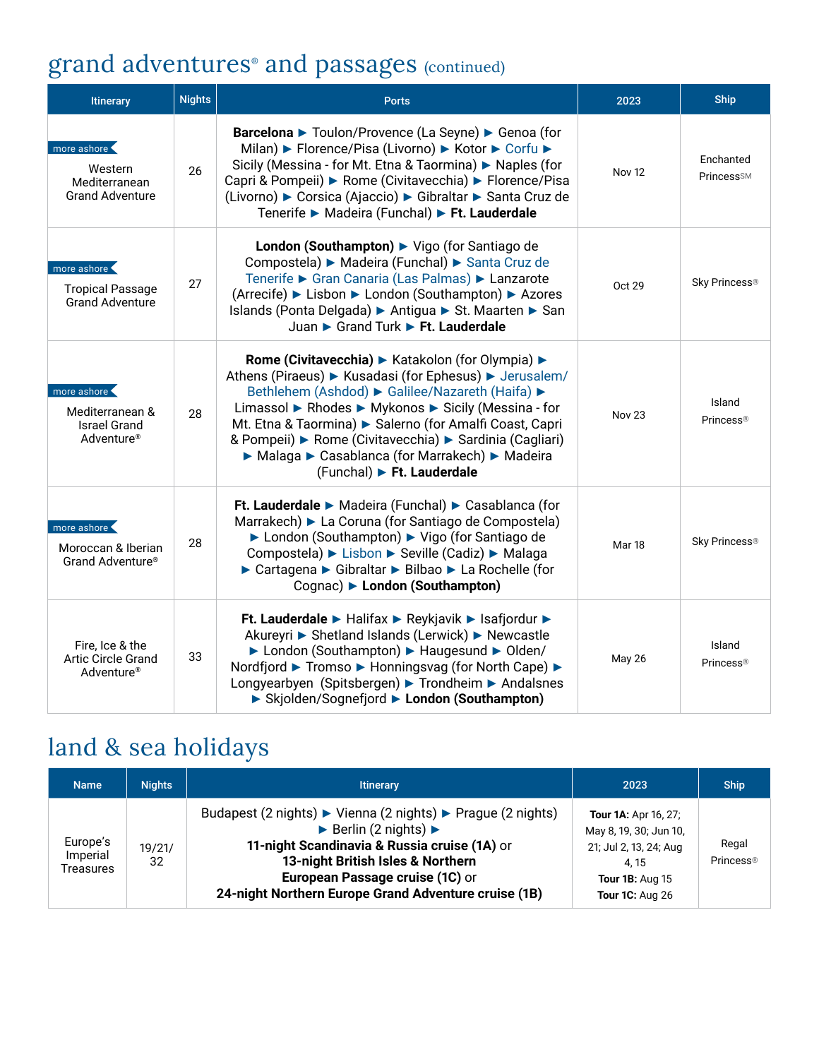## grand adventures® and passages (continued)

| Itinerary | Nights | Ports | 2023 | Ship |
|---|---|---|---|---|
| more ashore Western Mediterranean Grand Adventure | 26 | **Barcelona** ► Toulon/Provence (La Seyne) ► Genoa (for Milan) ► Florence/Pisa (Livorno) ► Kotor ► Corfu ► Sicily (Messina - for Mt. Etna & Taormina) ► Naples (for Capri & Pompeii) ► Rome (Civitavecchia) ► Florence/Pisa (Livorno) ► Corsica (Ajaccio) ► Gibraltar ► Santa Cruz de Tenerife ► Madeira (Funchal) ► **Ft. Lauderdale** | Nov 12 | Enchanted Princess℠ |
| more ashore Tropical Passage Grand Adventure | 27 | **London (Southampton)** ► Vigo (for Santiago de Compostela) ► Madeira (Funchal) ► Santa Cruz de Tenerife ► Gran Canaria (Las Palmas) ► Lanzarote (Arrecife) ► Lisbon ► London (Southampton) ► Azores Islands (Ponta Delgada) ► Antigua ► St. Maarten ► San Juan ► Grand Turk ► **Ft. Lauderdale** | Oct 29 | Sky Princess® |
| more ashore Mediterranean & Israel Grand Adventure® | 28 | **Rome (Civitavecchia)** ► Katakolon (for Olympia) ► Athens (Piraeus) ► Kusadasi (for Ephesus) ► Jerusalem/Bethlehem (Ashdod) ► Galilee/Nazareth (Haifa) ► Limassol ► Rhodes ► Mykonos ► Sicily (Messina - for Mt. Etna & Taormina) ► Salerno (for Amalfi Coast, Capri & Pompeii) ► Rome (Civitavecchia) ► Sardinia (Cagliari) ► Malaga ► Casablanca (for Marrakech) ► Madeira (Funchal) ► **Ft. Lauderdale** | Nov 23 | Island Princess® |
| more ashore Moroccan & Iberian Grand Adventure® | 28 | **Ft. Lauderdale** ► Madeira (Funchal) ► Casablanca (for Marrakech) ► La Coruna (for Santiago de Compostela) ► London (Southampton) ► Vigo (for Santiago de Compostela) ► Lisbon ► Seville (Cadiz) ► Malaga ► Cartagena ► Gibraltar ► Bilbao ► La Rochelle (for Cognac) ► **London (Southampton)** | Mar 18 | Sky Princess® |
| Fire, Ice & the Artic Circle Grand Adventure® | 33 | **Ft. Lauderdale** ► Halifax ► Reykjavik ► Isafjordur ► Akureyri ► Shetland Islands (Lerwick) ► Newcastle ► London (Southampton) ► Haugesund ► Olden/Nordfjord ► Tromso ► Honningsvag (for North Cape) ► Longyearbyen (Spitsbergen) ► Trondheim ► Andalsnes ► Skjolden/Sognefjord ► **London (Southampton)** | May 26 | Island Princess® |

## land & sea holidays

| Name | Nights | Itinerary | 2023 | Ship |
|---|---|---|---|---|
| Europe's Imperial Treasures | 19/21/32 | Budapest (2 nights) ► Vienna (2 nights) ► Prague (2 nights) ► Berlin (2 nights) ► **11-night Scandinavia & Russia cruise (1A)** or **13-night British Isles & Northern European Passage cruise (1C)** or **24-night Northern Europe Grand Adventure cruise (1B)** | **Tour 1A:** Apr 16, 27; May 8, 19, 30; Jun 10, 21; Jul 2, 13, 24; Aug 4, 15 **Tour 1B:** Aug 15 **Tour 1C:** Aug 26 | Regal Princess® |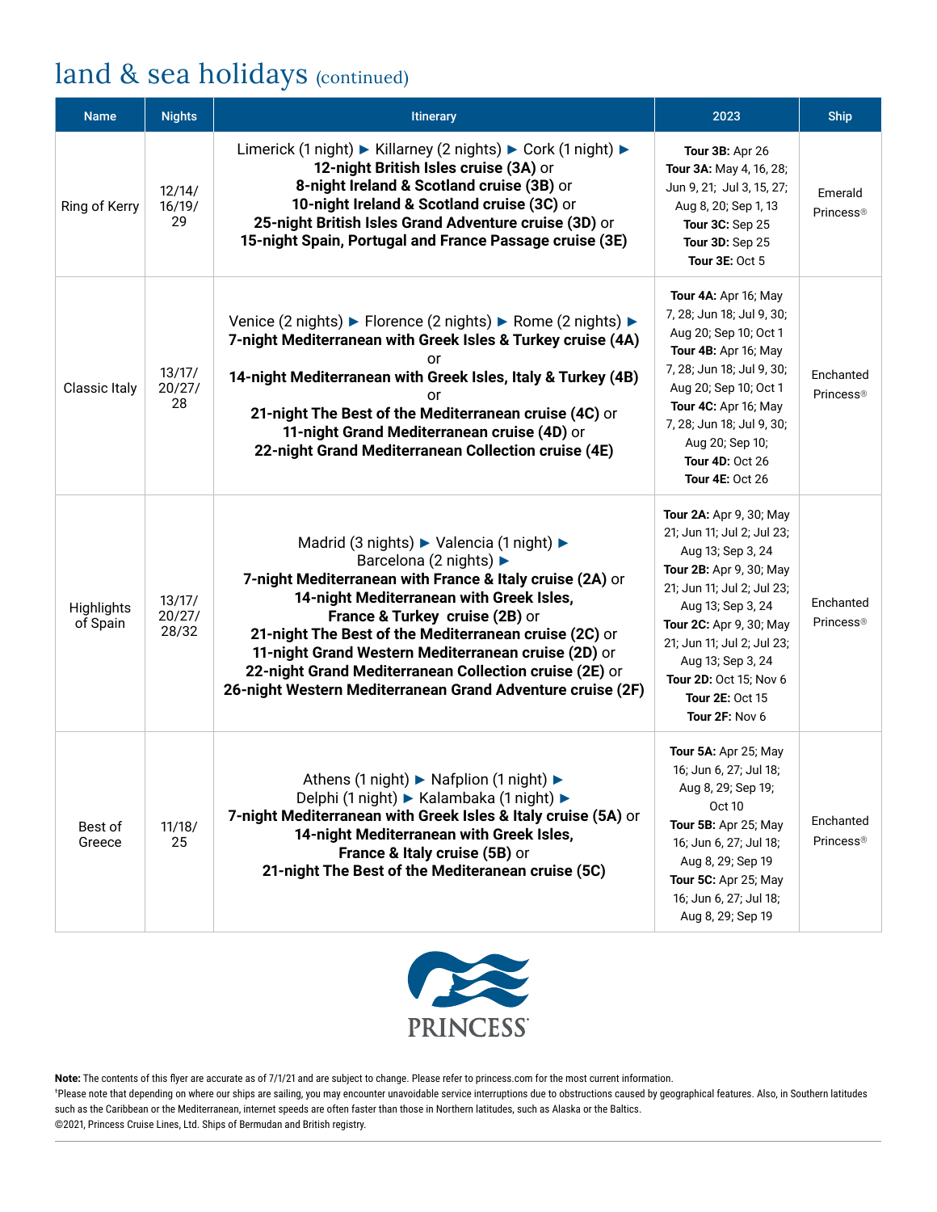# land & sea holidays (continued)

| Name | Nights | Itinerary | 2023 | Ship |
|---|---|---|---|---|
| Ring of Kerry | 12/14/16/19/29 | Limerick (1 night) ► Killarney (2 nights) ► Cork (1 night) ► **12-night British Isles cruise (3A)** or **8-night Ireland & Scotland cruise (3B)** or **10-night Ireland & Scotland cruise (3C)** or **25-night British Isles Grand Adventure cruise (3D)** or **15-night Spain, Portugal and France Passage cruise (3E)** | **Tour 3B:** Apr 26 **Tour 3A:** May 4, 16, 28; Jun 9, 21; Jul 3, 15, 27; Aug 8, 20; Sep 1, 13 **Tour 3C:** Sep 25 **Tour 3D:** Sep 25 **Tour 3E:** Oct 5 | Emerald Princess® |
| Classic Italy | 13/17/20/27/28 | Venice (2 nights) ► Florence (2 nights) ► Rome (2 nights) ► **7-night Mediterranean with Greek Isles & Turkey cruise (4A)** or **14-night Mediterranean with Greek Isles, Italy & Turkey (4B)** or **21-night The Best of the Mediterranean cruise (4C)** or **11-night Grand Mediterranean cruise (4D)** or **22-night Grand Mediterranean Collection cruise (4E)** | **Tour 4A:** Apr 16; May 7, 28; Jun 18; Jul 9, 30; Aug 20; Sep 10; Oct 1 **Tour 4B:** Apr 16; May 7, 28; Jun 18; Jul 9, 30; Aug 20; Sep 10; Oct 1 **Tour 4C:** Apr 16; May 7, 28; Jun 18; Jul 9, 30; Aug 20; Sep 10; **Tour 4D:** Oct 26 **Tour 4E:** Oct 26 | Enchanted Princess® |
| Highlights of Spain | 13/17/20/27/28/32 | Madrid (3 nights) ► Valencia (1 night) ► Barcelona (2 nights) ► **7-night Mediterranean with France & Italy cruise (2A)** or **14-night Mediterranean with Greek Isles, France & Turkey cruise (2B)** or **21-night The Best of the Mediterranean cruise (2C)** or **11-night Grand Western Mediterranean cruise (2D)** or **22-night Grand Mediterranean Collection cruise (2E)** or **26-night Western Mediterranean Grand Adventure cruise (2F)** | **Tour 2A:** Apr 9, 30; May 21; Jun 11; Jul 2; Jul 23; Aug 13; Sep 3, 24 **Tour 2B:** Apr 9, 30; May 21; Jun 11; Jul 2; Jul 23; Aug 13; Sep 3, 24 **Tour 2C:** Apr 9, 30; May 21; Jun 11; Jul 2; Jul 23; Aug 13; Sep 3, 24 **Tour 2D:** Oct 15; Nov 6 **Tour 2E:** Oct 15 **Tour 2F:** Nov 6 | Enchanted Princess® |
| Best of Greece | 11/18/25 | Athens (1 night) ► Nafplion (1 night) ► Delphi (1 night) ► Kalambaka (1 night) ► **7-night Mediterranean with Greek Isles & Italy cruise (5A)** or **14-night Mediterranean with Greek Isles, France & Italy cruise (5B)** or **21-night The Best of the Mediteranean cruise (5C)** | **Tour 5A:** Apr 25; May 16; Jun 6, 27; Jul 18; Aug 8, 29; Sep 19; Oct 10 **Tour 5B:** Apr 25; May 16; Jun 6, 27; Jul 18; Aug 8, 29; Sep 19 **Tour 5C:** Apr 25; May 16; Jun 6, 27; Jul 18; Aug 8, 29; Sep 19 | Enchanted Princess® |

PRINCESS®

**Note:** The contents of this flyer are accurate as of 7/1/21 and are subject to change. Please refer to princess.com for the most current information.

†Please note that depending on where our ships are sailing, you may encounter unavoidable service interruptions due to obstructions caused by geographical features. Also, in Southern latitudes such as the Caribbean or the Mediterranean, internet speeds are often faster than those in Northern latitudes, such as Alaska or the Baltics.

©2021, Princess Cruise Lines, Ltd. Ships of Bermudan and British registry.